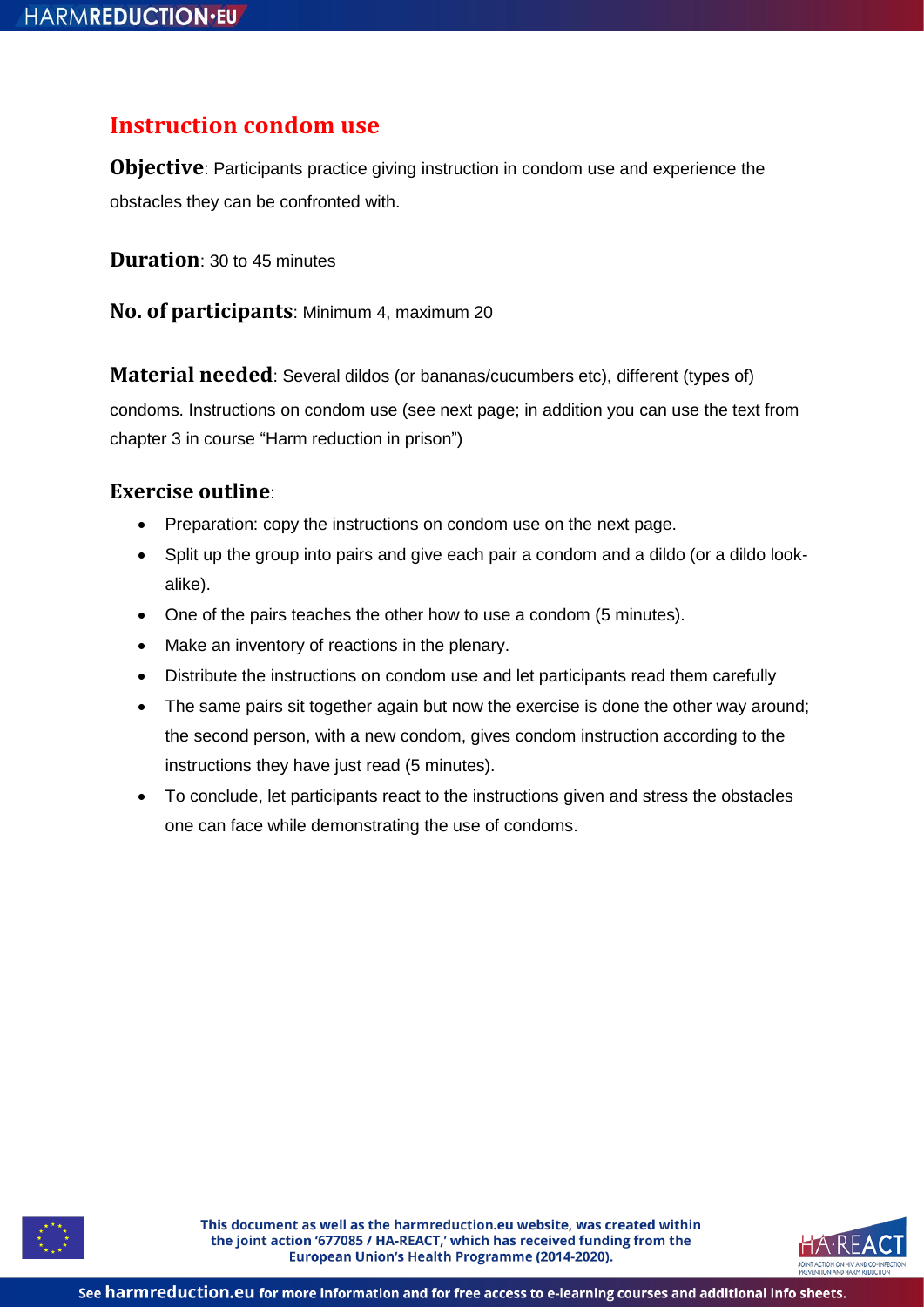# Instruction condom use

**Objective**: Participants practice giving instruction in condom use and experience the obstacles they can be confronted with.

**Duration**: 30 to 45 minutes

**No. of participants**: Minimum 4, maximum 20

**Material needed**: Several dildos (or bananas/cucumbers etc), different (types of) condoms. Instructions on condom use (see next page; in addition you can use the text from chapter 3 in course "Harm reduction in prison")

## Exercise outline:

- Preparation: copy the instructions on condom use on the next page.
- Split up the group into pairs and give each pair a condom and a dildo (or a dildo look-alike).
- One of the pairs teaches the other how to use a condom (5 minutes).
- Make an inventory of reactions in the plenary.
- Distribute the instructions on condom use and let participants read them carefully
- The same pairs sit together again but now the exercise is done the other way around; the second person, with a new condom, gives condom instruction according to the instructions they have just read (5 minutes).
- To conclude, let participants react to the instructions given and stress the obstacles one can face while demonstrating the use of condoms.

This document as well as the harmreduction.eu website, was created within the joint action '677085 / HA-REACT,' which has received funding from the European Union's Health Programme (2014-2020).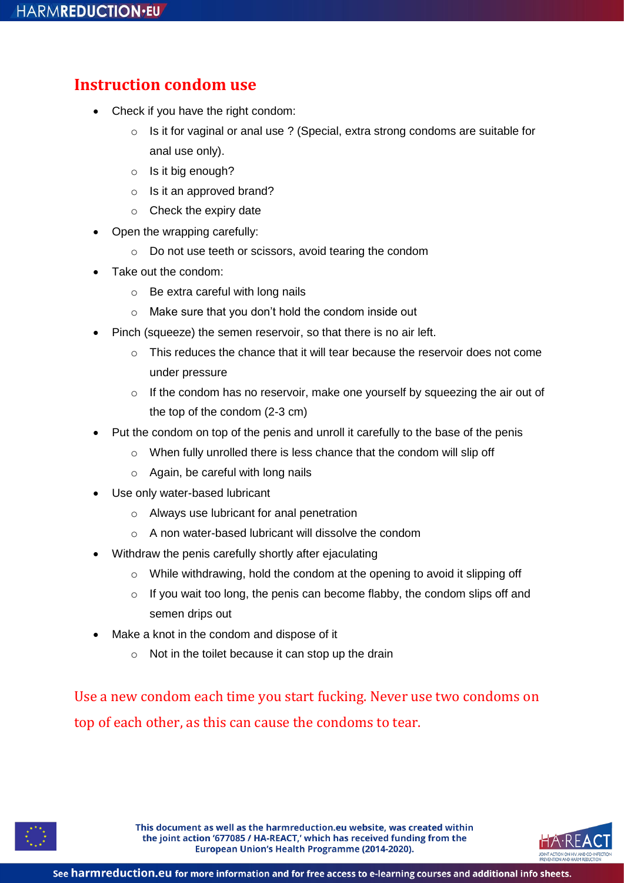## Instruction condom use

- Check if you have the right condom:
  - Is it for vaginal or anal use ? (Special, extra strong condoms are suitable for anal use only).
  - Is it big enough?
  - Is it an approved brand?
  - Check the expiry date
- Open the wrapping carefully:
  - Do not use teeth or scissors, avoid tearing the condom
- Take out the condom:
  - Be extra careful with long nails
  - Make sure that you don't hold the condom inside out
- Pinch (squeeze) the semen reservoir, so that there is no air left.
  - This reduces the chance that it will tear because the reservoir does not come under pressure
  - If the condom has no reservoir, make one yourself by squeezing the air out of the top of the condom (2-3 cm)
- Put the condom on top of the penis and unroll it carefully to the base of the penis
  - When fully unrolled there is less chance that the condom will slip off
  - Again, be careful with long nails
- Use only water-based lubricant
  - Always use lubricant for anal penetration
  - A non water-based lubricant will dissolve the condom
- Withdraw the penis carefully shortly after ejaculating
  - While withdrawing, hold the condom at the opening to avoid it slipping off
  - If you wait too long, the penis can become flabby, the condom slips off and semen drips out
- Make a knot in the condom and dispose of it
  - Not in the toilet because it can stop up the drain

Use a new condom each time you start fucking. Never use two condoms on top of each other, as this can cause the condoms to tear.

This document as well as the harmreduction.eu website, was created within the joint action '677085 / HA-REACT,' which has received funding from the European Union's Health Programme (2014-2020).

See harmreduction.eu for more information and for free access to e-learning courses and additional info sheets.